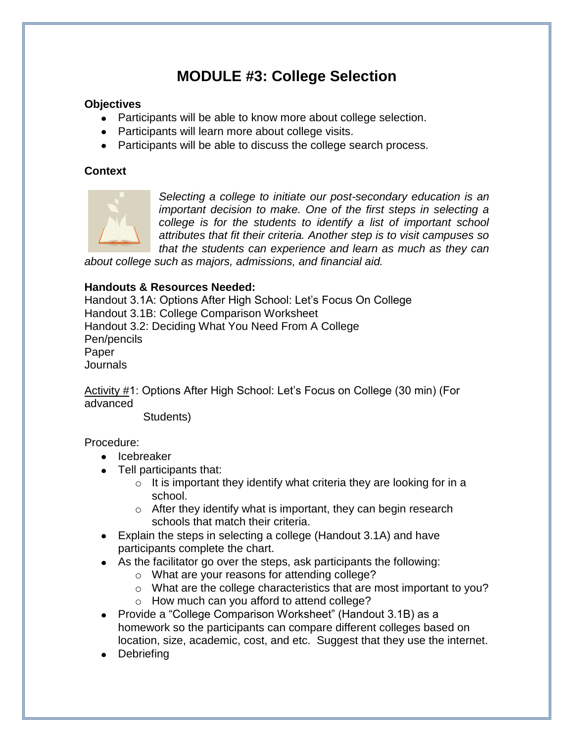# MODULE #3: College Selection

**Objectives**

- Participants will be able to know more about college selection.
- Participants will learn more about college visits.
- Participants will be able to discuss the college search process.

**Context**

*Selecting a college to initiate our post-secondary education is an important decision to make. One of the first steps in selecting a college is for the students to identify a list of important school attributes that fit their criteria. Another step is to visit campuses so that the students can experience and learn as much as they can about college such as majors, admissions, and financial aid.*

**Handouts & Resources Needed:**

Handout 3.1A: Options After High School: Let's Focus On College
Handout 3.1B: College Comparison Worksheet
Handout 3.2: Deciding What You Need From A College
Pen/pencils
Paper
Journals

Activity #1: Options After High School: Let's Focus on College (30 min) (For advanced Students)

Procedure:

- Icebreaker
- Tell participants that:
  - It is important they identify what criteria they are looking for in a school.
  - After they identify what is important, they can begin research schools that match their criteria.
- Explain the steps in selecting a college (Handout 3.1A) and have participants complete the chart.
- As the facilitator go over the steps, ask participants the following:
  - What are your reasons for attending college?
  - What are the college characteristics that are most important to you?
  - How much can you afford to attend college?
- Provide a "College Comparison Worksheet" (Handout 3.1B) as a homework so the participants can compare different colleges based on location, size, academic, cost, and etc. Suggest that they use the internet.
- Debriefing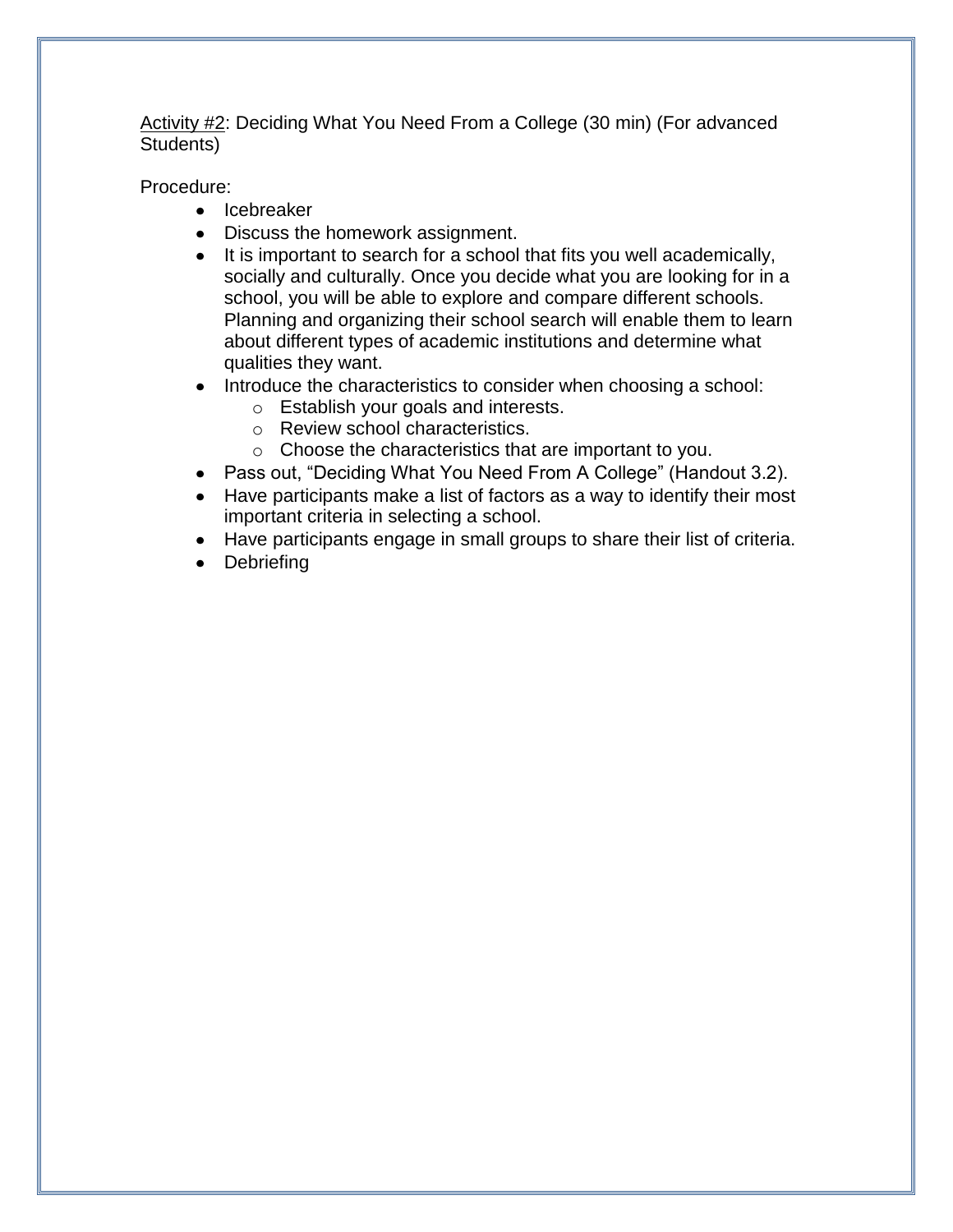<u>Activity #2</u>: Deciding What You Need From a College (30 min) (For advanced Students)

Procedure:

- Icebreaker
- Discuss the homework assignment.
- It is important to search for a school that fits you well academically, socially and culturally. Once you decide what you are looking for in a school, you will be able to explore and compare different schools. Planning and organizing their school search will enable them to learn about different types of academic institutions and determine what qualities they want.
- Introduce the characteristics to consider when choosing a school:
    - Establish your goals and interests.
    - Review school characteristics.
    - Choose the characteristics that are important to you.
- Pass out, “Deciding What You Need From A College” (Handout 3.2).
- Have participants make a list of factors as a way to identify their most important criteria in selecting a school.
- Have participants engage in small groups to share their list of criteria.
- Debriefing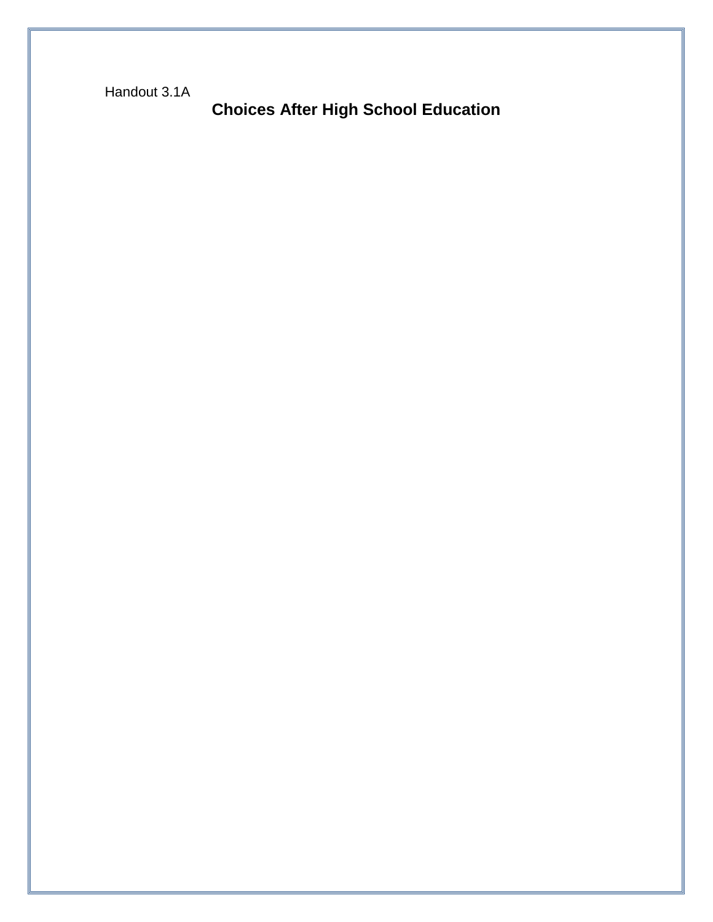Handout 3.1A

# Choices After High School Education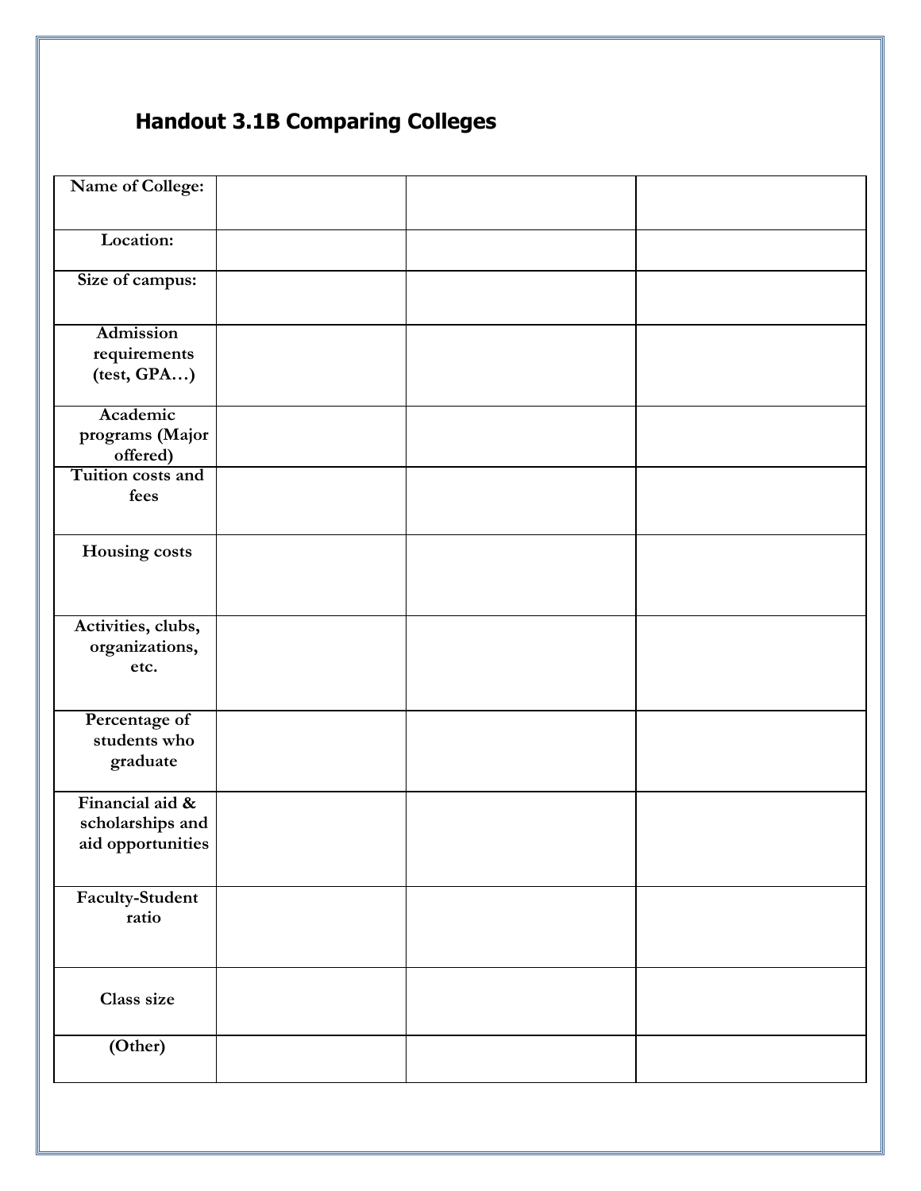## Handout 3.1B Comparing Colleges

| Name of College: | | | |
|---|---|---|---|
| Location: | | | |
| Size of campus: | | | |
| Admission requirements (test, GPA…) | | | |
| Academic programs (Major offered) | | | |
| Tuition costs and fees | | | |
| Housing costs | | | |
| Activities, clubs, organizations, etc. | | | |
| Percentage of students who graduate | | | |
| Financial aid & scholarships and aid opportunities | | | |
| Faculty-Student ratio | | | |
| Class size | | | |
| (Other) | | | |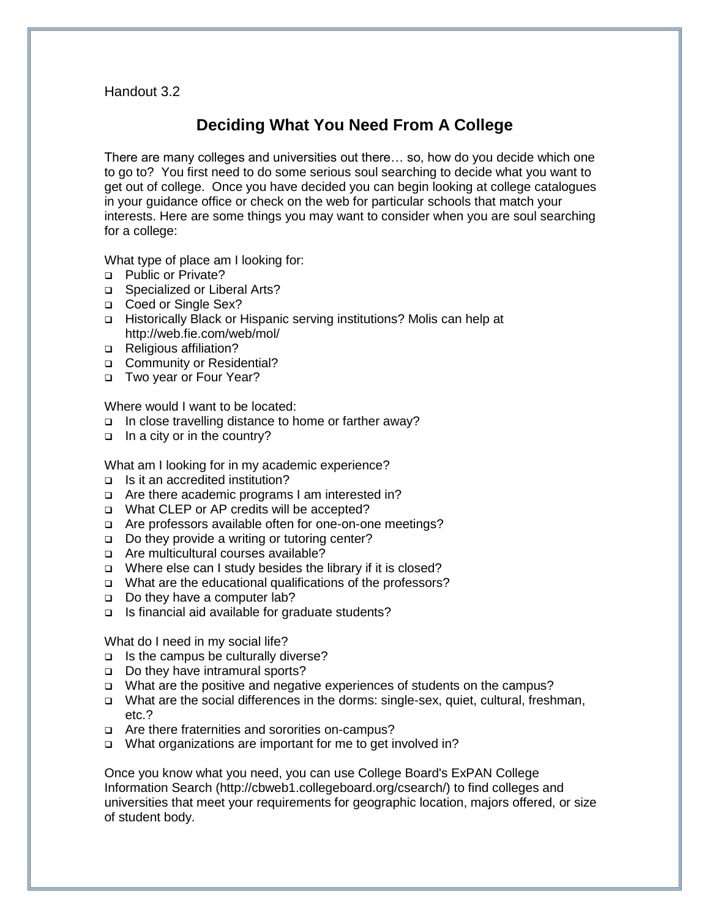Handout 3.2

# Deciding What You Need From A College

There are many colleges and universities out there… so, how do you decide which one to go to? You first need to do some serious soul searching to decide what you want to get out of college. Once you have decided you can begin looking at college catalogues in your guidance office or check on the web for particular schools that match your interests. Here are some things you may want to consider when you are soul searching for a college:

What type of place am I looking for:

- Public or Private?
- Specialized or Liberal Arts?
- Coed or Single Sex?
- Historically Black or Hispanic serving institutions? Molis can help at http://web.fie.com/web/mol/
- Religious affiliation?
- Community or Residential?
- Two year or Four Year?

Where would I want to be located:

- In close travelling distance to home or farther away?
- In a city or in the country?

What am I looking for in my academic experience?

- Is it an accredited institution?
- Are there academic programs I am interested in?
- What CLEP or AP credits will be accepted?
- Are professors available often for one-on-one meetings?
- Do they provide a writing or tutoring center?
- Are multicultural courses available?
- Where else can I study besides the library if it is closed?
- What are the educational qualifications of the professors?
- Do they have a computer lab?
- Is financial aid available for graduate students?

What do I need in my social life?

- Is the campus be culturally diverse?
- Do they have intramural sports?
- What are the positive and negative experiences of students on the campus?
- What are the social differences in the dorms: single-sex, quiet, cultural, freshman, etc.?
- Are there fraternities and sororities on-campus?
- What organizations are important for me to get involved in?

Once you know what you need, you can use College Board's ExPAN College Information Search (http://cbweb1.collegeboard.org/csearch/) to find colleges and universities that meet your requirements for geographic location, majors offered, or size of student body.